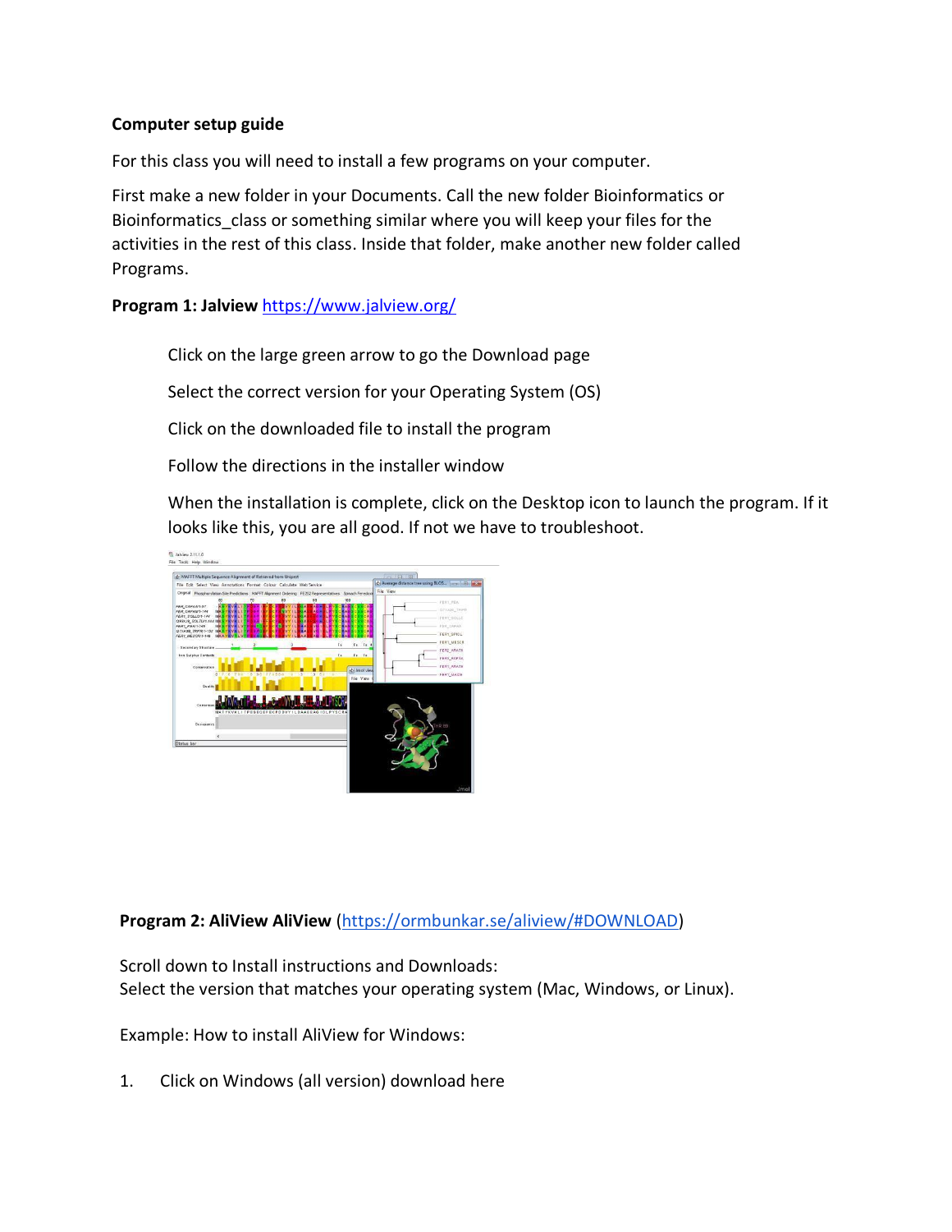**Computer setup guide**

For this class you will need to install a few programs on your computer.

First make a new folder in your Documents. Call the new folder Bioinformatics or Bioinformatics_class or something similar where you will keep your files for the activities in the rest of this class. Inside that folder, make another new folder called Programs.

**Program 1: Jalview** https://www.jalview.org/

Click on the large green arrow to go the Download page

Select the correct version for your Operating System (OS)

Click on the downloaded file to install the program

Follow the directions in the installer window

When the installation is complete, click on the Desktop icon to launch the program. If it looks like this, you are all good. If not we have to troubleshoot.

**Program 2: AliView AliView** (https://ormbunkar.se/aliview/#DOWNLOAD)

Scroll down to Install instructions and Downloads:
Select the version that matches your operating system (Mac, Windows, or Linux).

Example: How to install AliView for Windows:

1. Click on Windows (all version) download here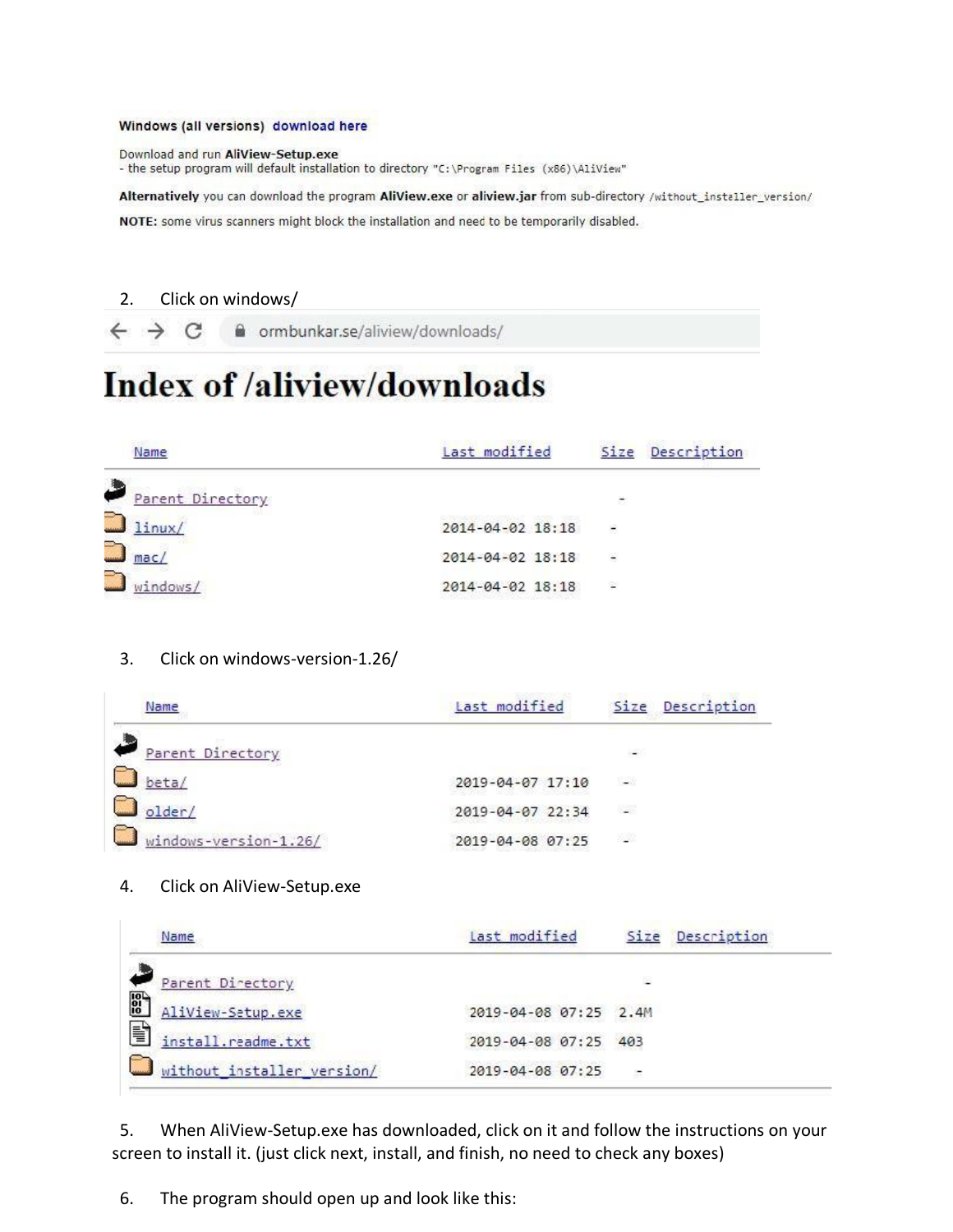Windows (all versions) download here

Download and run **AliView-Setup.exe**
- the setup program will default installation to directory "C:\Program Files (x86)\AliView"

**Alternatively** you can download the program **AliView.exe** or **aliview.jar** from sub-directory /without_installer_version/

**NOTE:** some virus scanners might block the installation and need to be temporarily disabled.

2. Click on windows/

ormbunkar.se/aliview/downloads/

# Index of /aliview/downloads

| Name | Last modified | Size | Description |
|---|---|---|---|
| Parent Directory | | - | |
| linux/ | 2014-04-02 18:18 | - | |
| mac/ | 2014-04-02 18:18 | - | |
| windows/ | 2014-04-02 18:18 | - | |

3. Click on windows-version-1.26/

| Name | Last modified | Size | Description |
|---|---|---|---|
| Parent Directory | | - | |
| beta/ | 2019-04-07 17:10 | - | |
| older/ | 2019-04-07 22:34 | - | |
| windows-version-1.26/ | 2019-04-08 07:25 | - | |

4. Click on AliView-Setup.exe

| Name | Last modified | Size | Description |
|---|---|---|---|
| Parent Directory | | - | |
| AliView-Setup.exe | 2019-04-08 07:25 | 2.4M | |
| install.readme.txt | 2019-04-08 07:25 | 403 | |
| without_installer_version/ | 2019-04-08 07:25 | - | |

5. When AliView-Setup.exe has downloaded, click on it and follow the instructions on your screen to install it. (just click next, install, and finish, no need to check any boxes)

6. The program should open up and look like this: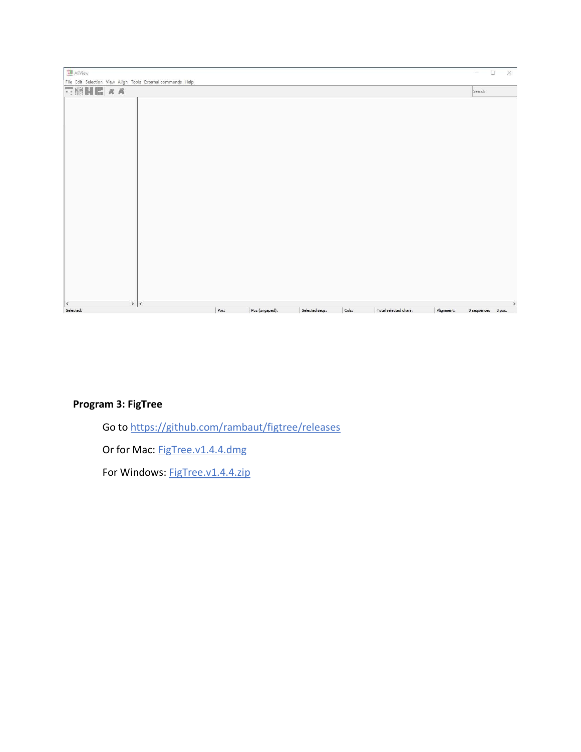**Program 3: FigTree**

Go to [https://github.com/rambaut/figtree/releases](https://github.com/rambaut/figtree/releases)

Or for Mac: FigTree.v1.4.4.dmg

For Windows: FigTree.v1.4.4.zip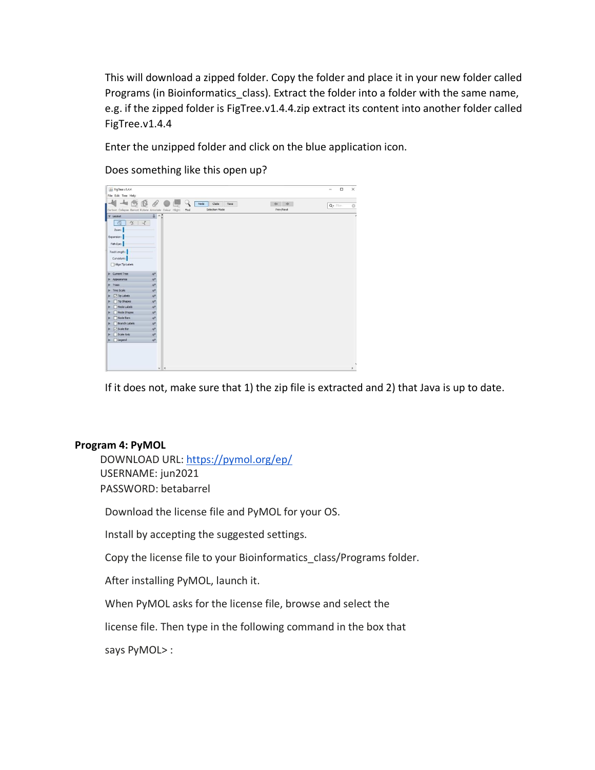This will download a zipped folder. Copy the folder and place it in your new folder called Programs (in Bioinformatics_class). Extract the folder into a folder with the same name, e.g. if the zipped folder is FigTree.v1.4.4.zip extract its content into another folder called FigTree.v1.4.4

Enter the unzipped folder and click on the blue application icon.

Does something like this open up?

If it does not, make sure that 1) the zip file is extracted and 2) that Java is up to date.

**Program 4: PyMOL**

DOWNLOAD URL: https://pymol.org/ep/
USERNAME: jun2021
PASSWORD: betabarrel

Download the license file and PyMOL for your OS.

Install by accepting the suggested settings.

Copy the license file to your Bioinformatics_class/Programs folder.

After installing PyMOL, launch it.

When PyMOL asks for the license file, browse and select the license file. Then type in the following command in the box that says PyMOL> :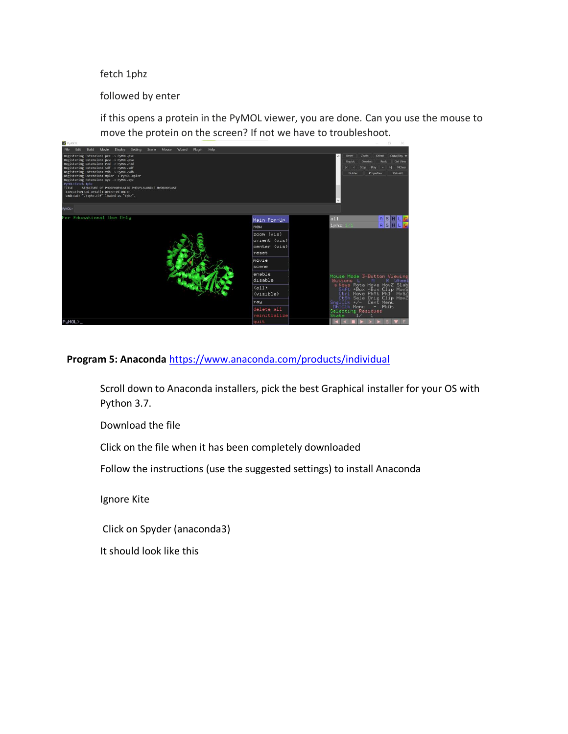fetch 1phz

followed by enter

if this opens a protein in the PyMOL viewer, you are done. Can you use the mouse to move the protein on the screen? If not we have to troubleshoot.

**Program 5: Anaconda** https://www.anaconda.com/products/individual

Scroll down to Anaconda installers, pick the best Graphical installer for your OS with Python 3.7.

Download the file

Click on the file when it has been completely downloaded

Follow the instructions (use the suggested settings) to install Anaconda

Ignore Kite

Click on Spyder (anaconda3)

It should look like this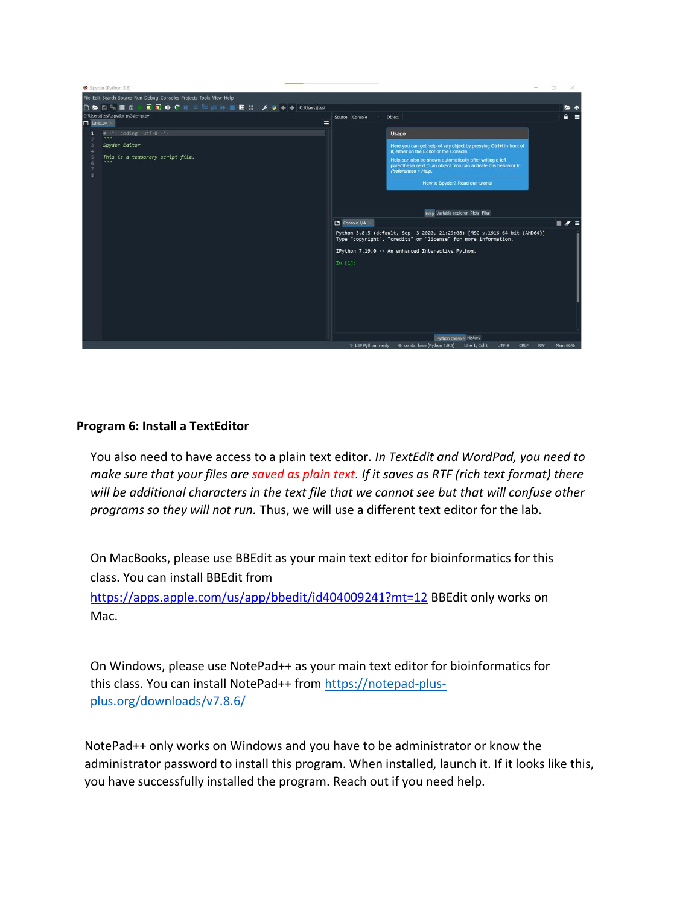**Program 6: Install a TextEditor**

You also need to have access to a plain text editor. *In TextEdit and WordPad, you need to make sure that your files are saved as plain text. If it saves as RTF (rich text format) there will be additional characters in the text file that we cannot see but that will confuse other programs so they will not run.* Thus, we will use a different text editor for the lab.

On MacBooks, please use BBEdit as your main text editor for bioinformatics for this class. You can install BBEdit from https://apps.apple.com/us/app/bbedit/id404009241?mt=12 BBEdit only works on Mac.

On Windows, please use NotePad++ as your main text editor for bioinformatics for this class. You can install NotePad++ from https://notepad-plus-plus.org/downloads/v7.8.6/

NotePad++ only works on Windows and you have to be administrator or know the administrator password to install this program. When installed, launch it. If it looks like this, you have successfully installed the program. Reach out if you need help.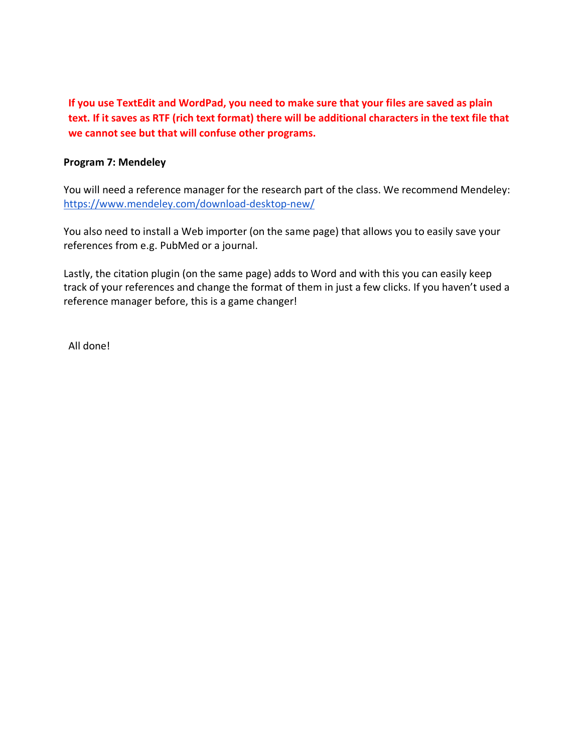**If you use TextEdit and WordPad, you need to make sure that your files are saved as plain text. If it saves as RTF (rich text format) there will be additional characters in the text file that we cannot see but that will confuse other programs.**

**Program 7: Mendeley**

You will need a reference manager for the research part of the class. We recommend Mendeley: https://www.mendeley.com/download-desktop-new/

You also need to install a Web importer (on the same page) that allows you to easily save your references from e.g. PubMed or a journal.

Lastly, the citation plugin (on the same page) adds to Word and with this you can easily keep track of your references and change the format of them in just a few clicks. If you haven't used a reference manager before, this is a game changer!

All done!